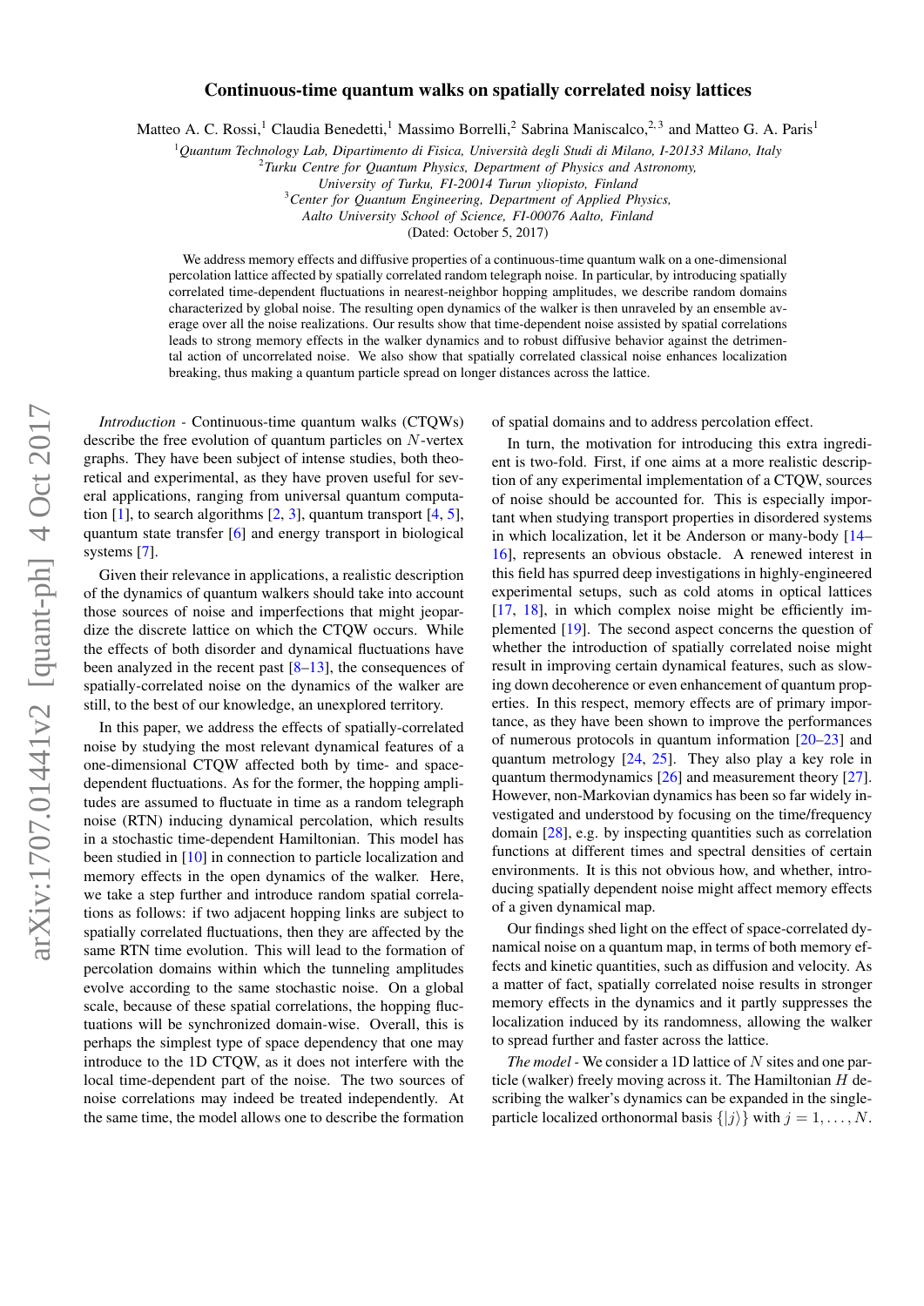# Continuous-time quantum walks on spatially correlated noisy lattices

Matteo A. C. Rossi,[1] Claudia Benedetti,[1] Massimo Borrelli,[2] Sabrina Maniscalco,[2,3] and Matteo G. A. Paris[1]

[1]*Quantum Technology Lab, Dipartimento di Fisica, Università degli Studi di Milano, I-20133 Milano, Italy*
[2]*Turku Centre for Quantum Physics, Department of Physics and Astronomy, University of Turku, FI-20014 Turun yliopisto, Finland*
[3]*Center for Quantum Engineering, Department of Applied Physics, Aalto University School of Science, FI-00076 Aalto, Finland*

(Dated: October 5, 2017)

We address memory effects and diffusive properties of a continuous-time quantum walk on a one-dimensional percolation lattice affected by spatially correlated random telegraph noise. In particular, by introducing spatially correlated time-dependent fluctuations in nearest-neighbor hopping amplitudes, we describe random domains characterized by global noise. The resulting open dynamics of the walker is then unraveled by an ensemble average over all the noise realizations. Our results show that time-dependent noise assisted by spatial correlations leads to strong memory effects in the walker dynamics and to robust diffusive behavior against the detrimental action of uncorrelated noise. We also show that spatially correlated classical noise enhances localization breaking, thus making a quantum particle spread on longer distances across the lattice.

*Introduction* - Continuous-time quantum walks (CTQWs) describe the free evolution of quantum particles on $N$-vertex graphs. They have been subject of intense studies, both theoretical and experimental, as they have proven useful for several applications, ranging from universal quantum computation [1], to search algorithms [2, 3], quantum transport [4, 5], quantum state transfer [6] and energy transport in biological systems [7].

Given their relevance in applications, a realistic description of the dynamics of quantum walkers should take into account those sources of noise and imperfections that might jeopardize the discrete lattice on which the CTQW occurs. While the effects of both disorder and dynamical fluctuations have been analyzed in the recent past [8–13], the consequences of spatially-correlated noise on the dynamics of the walker are still, to the best of our knowledge, an unexplored territory.

In this paper, we address the effects of spatially-correlated noise by studying the most relevant dynamical features of a one-dimensional CTQW affected both by time- and space-dependent fluctuations. As for the former, the hopping amplitudes are assumed to fluctuate in time as a random telegraph noise (RTN) inducing dynamical percolation, which results in a stochastic time-dependent Hamiltonian. This model has been studied in [10] in connection to particle localization and memory effects in the open dynamics of the walker. Here, we take a step further and introduce random spatial correlations as follows: if two adjacent hopping links are subject to spatially correlated fluctuations, then they are affected by the same RTN time evolution. This will lead to the formation of percolation domains within which the tunneling amplitudes evolve according to the same stochastic noise. On a global scale, because of these spatial correlations, the hopping fluctuations will be synchronized domain-wise. Overall, this is perhaps the simplest type of space dependency that one may introduce to the 1D CTQW, as it does not interfere with the local time-dependent part of the noise. The two sources of noise correlations may indeed be treated independently. At the same time, the model allows one to describe the formation of spatial domains and to address percolation effect.

In turn, the motivation for introducing this extra ingredient is two-fold. First, if one aims at a more realistic description of any experimental implementation of a CTQW, sources of noise should be accounted for. This is especially important when studying transport properties in disordered systems in which localization, let it be Anderson or many-body [14–16], represents an obvious obstacle. A renewed interest in this field has spurred deep investigations in highly-engineered experimental setups, such as cold atoms in optical lattices [17, 18], in which complex noise might be efficiently implemented [19]. The second aspect concerns the question of whether the introduction of spatially correlated noise might result in improving certain dynamical features, such as slowing down decoherence or even enhancement of quantum properties. In this respect, memory effects are of primary importance, as they have been shown to improve the performances of numerous protocols in quantum information [20–23] and quantum metrology [24, 25]. They also play a key role in quantum thermodynamics [26] and measurement theory [27]. However, non-Markovian dynamics has been so far widely investigated and understood by focusing on the time/frequency domain [28], e.g. by inspecting quantities such as correlation functions at different times and spectral densities of certain environments. It is this not obvious how, and whether, introducing spatially dependent noise might affect memory effects of a given dynamical map.

Our findings shed light on the effect of space-correlated dynamical noise on a quantum map, in terms of both memory effects and kinetic quantities, such as diffusion and velocity. As a matter of fact, spatially correlated noise results in stronger memory effects in the dynamics and it partly suppresses the localization induced by its randomness, allowing the walker to spread further and faster across the lattice.

*The model* - We consider a 1D lattice of $N$ sites and one particle (walker) freely moving across it. The Hamiltonian $H$ describing the walker's dynamics can be expanded in the single-particle localized orthonormal basis $\{|j\rangle\}$ with $j = 1, \ldots, N$.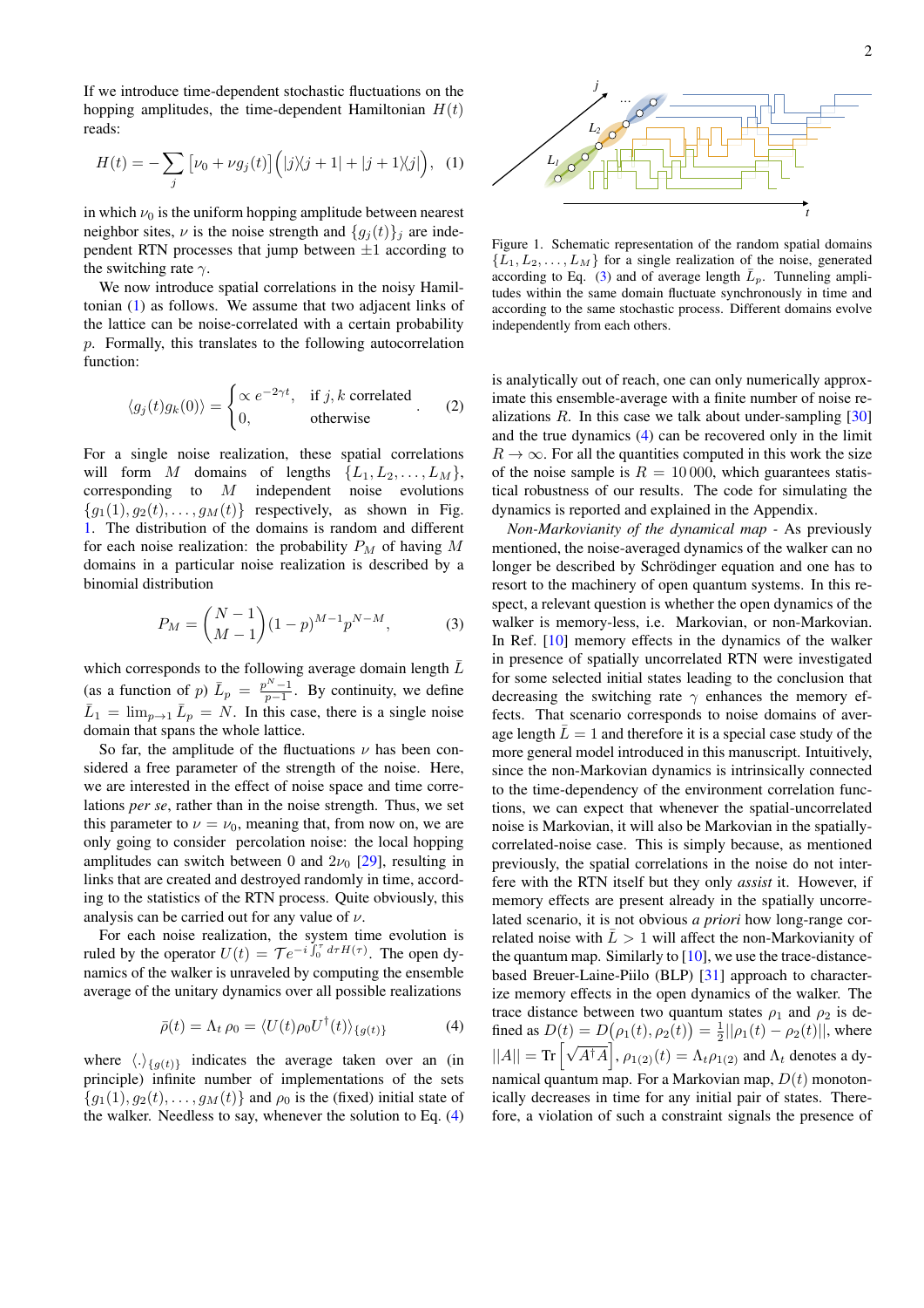If we introduce time-dependent stochastic fluctuations on the hopping amplitudes, the time-dependent Hamiltonian $H(t)$ reads:

$$H(t) = -\sum_j \left[\nu_0 + \nu g_j(t)\right] \Big( |j\rangle\langle j+1| + |j+1\rangle\langle j| \Big), \quad (1)$$

in which $\nu_0$ is the uniform hopping amplitude between nearest neighbor sites, $\nu$ is the noise strength and $\{g_j(t)\}_j$ are independent RTN processes that jump between $\pm 1$ according to the switching rate $\gamma$.

We now introduce spatial correlations in the noisy Hamiltonian (1) as follows. We assume that two adjacent links of the lattice can be noise-correlated with a certain probability $p$. Formally, this translates to the following autocorrelation function:

$$\langle g_j(t) g_k(0) \rangle = \begin{cases} \propto e^{-2\gamma t}, & \text{if } j,k \text{ correlated} \\ 0, & \text{otherwise} \end{cases}. \quad (2)$$

For a single noise realization, these spatial correlations will form $M$ domains of lengths $\{L_1, L_2, \ldots, L_M\}$, corresponding to $M$ independent evolutions $\{g_1(1), g_2(t), \ldots, g_M(t)\}$ respectively, as shown in Fig. 1. The distribution of the domains is random and different for each noise realization: the probability $P_M$ of having $M$ domains in a particular noise realization is described by a binomial distribution

$$P_M = \binom{N-1}{M-1} (1-p)^{M-1} p^{N-M}, \quad (3)$$

which corresponds to the following average domain length $\bar{L}$ (as a function of $p$) $\bar{L}_p = \frac{p^N - 1}{p-1}$. By continuity, we define $\bar{L}_1 = \lim_{p \to 1} \bar{L}_p = N$. In this case, there is a single noise domain that spans the whole lattice.

So far, the amplitude of the fluctuations $\nu$ has been considered a free parameter of the strength of the noise. Here, we are interested in the effect of noise space and time correlations *per se*, rather than the noise strength. Thus, we set this parameter to $\nu = \nu_0$, meaning that, from now on, we are only going to consider percolation noise: the local hopping amplitudes can switch between 0 and $2\nu_0$ [29], resulting in links that are created and destroyed randomly in time, according to the statistics of the RTN process. Quite obviously, this analysis can be carried out for any value of $\nu$.

For each noise realization, the system time evolution is ruled by the operator $U(t) = \mathcal{T} e^{-i \int_0^\tau d\tau H(\tau)}$. The open dynamics of the walker is unraveled by computing the ensemble average of the unitary dynamics over all possible realizations

$$\bar{\rho}(t) = \Lambda_t \, \rho_0 = \langle U(t) \rho_0 U^\dagger(t) \rangle_{\{g(t)\}} \quad (4)$$

where $\langle . \rangle_{\{g(t)\}}$ indicates the average taken over an (in principle) infinite number of implementations of the sets $\{g_1(1), g_2(t), \ldots, g_M(t)\}$ and $\rho_0$ is the (fixed) initial state of the walker. Needless to say, whenever the solution to Eq. (4) is analytically out of reach, one can only numerically approximate this ensemble-average with a finite number of noise realizations $R$. In this case we talk about under-sampling [30] and the true dynamics (4) can be recovered only in the limit $R \to \infty$. For all the quantities computed in this work the size of the noise sample is $R = 10\,000$, which guarantees statistical robustness of our results. The code for simulating the dynamics is reported and explained in the Appendix.

Figure 1. Schematic representation of the random spatial domains $\{L_1, L_2, \ldots, L_M\}$ for a single realization of the noise, generated according to Eq. (3) and of average length $\bar{L}_p$. Tunneling amplitudes within the same domain fluctuate synchronously in time and according to the same stochastic process. Different domains evolve independently from each others.

*Non-Markovianity of the dynamical map* - As previously mentioned, the noise-averaged dynamics of the walker can no longer be described by Schrödinger equation and one has to resort to the machinery of open quantum systems. In this respect, a relevant question is whether the open dynamics of the walker is memory-less, i.e. Markovian, or non-Markovian. In Ref. [10] memory effects in the dynamics of the walker in presence of spatially uncorrelated RTN were investigated for some selected initial states leading to the conclusion that decreasing the switching rate $\gamma$ enhances the memory effects. That scenario corresponds to noise domains of average length $\bar{L} = 1$ and therefore it is a special case study of the more general model introduced in this manuscript. Intuitively, since the non-Markovian dynamics is intrinsically connected to the time-dependency of the environment correlation functions, we can expect that whenever the spatial-uncorrelated noise is Markovian, it will also be Markovian in the spatially-correlated-noise case. This is simply because, as mentioned previously, the spatial correlations in the noise do not interfere with the RTN itself but they only *assist* it. However, if memory effects are present already in the spatially uncorrelated scenario, it is not obvious *a priori* how long-range correlated noise with $\bar{L} > 1$ will affect the non-Markovianity of the quantum map. Similarly to [10], we use the trace-distance-based Breuer-Laine-Piilo (BLP) [31] approach to characterize memory effects in the open dynamics of the walker. The trace distance between two quantum states $\rho_1$ and $\rho_2$ is defined as $D(t) = D\big(\rho_1(t), \rho_2(t)\big) = \frac{1}{2} ||\rho_1(t) - \rho_2(t)||$, where $||A|| = \text{Tr}\left[\sqrt{A^\dagger A}\right]$, $\rho_{1(2)}(t) = \Lambda_t \rho_{1(2)}$ and $\Lambda_t$ denotes a dynamical quantum map. For a Markovian map, $D(t)$ monotonically decreases in time for any initial pair of states. Therefore, a violation of such a constraint signals the presence of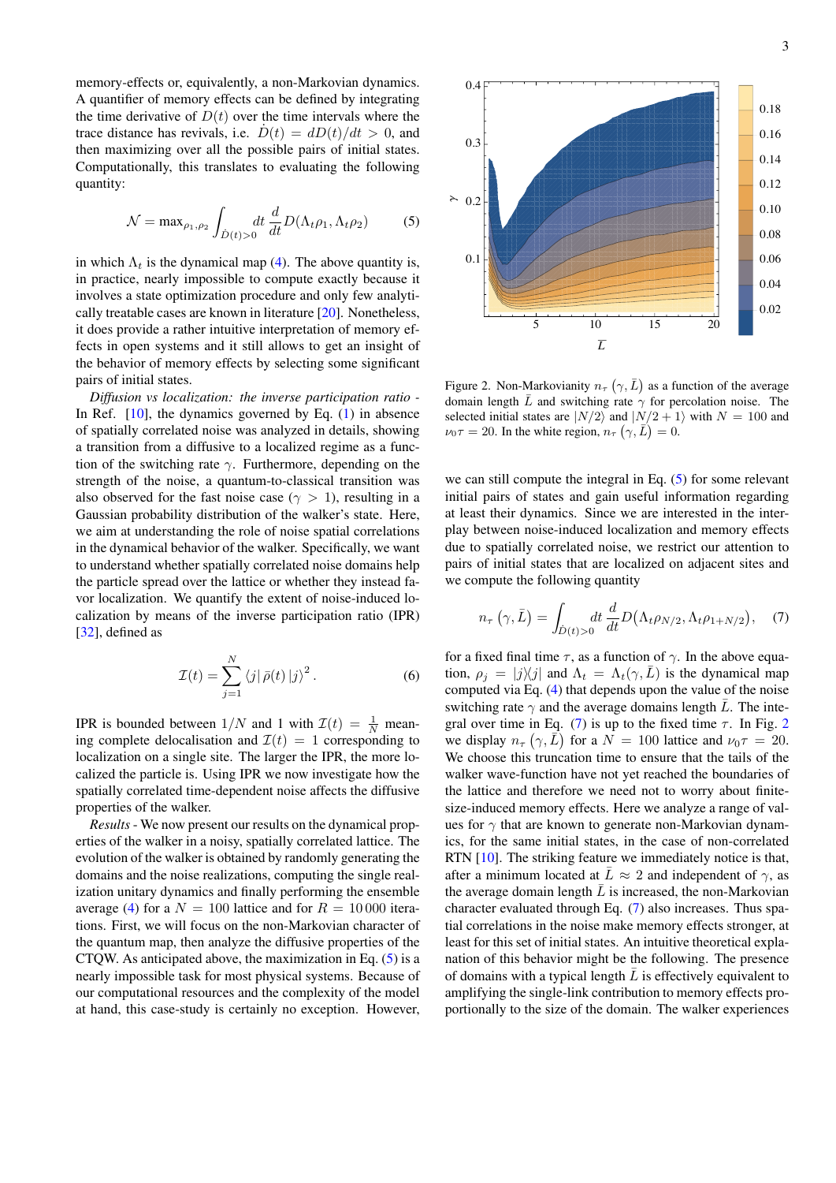memory-effects or, equivalently, a non-Markovian dynamics. A quantifier of memory effects can be defined by integrating the time derivative of $D(t)$ over the time intervals where the trace distance has revivals, i.e. $\dot{D}(t) = dD(t)/dt > 0$, and then maximizing over all the possible pairs of initial states. Computationally, this translates to evaluating the following quantity:

$$\mathcal{N} = \max_{\rho_1,\rho_2} \int_{\dot{D}(t)>0} dt \, \frac{d}{dt} D(\Lambda_t\rho_1, \Lambda_t\rho_2) \tag{5}$$

in which $\Lambda_t$ is the dynamical map (4). The above quantity is, in practice, nearly impossible to compute exactly because it involves a state optimization procedure and only few analytically treatable cases are known in literature [20]. Nonetheless, it does provide a rather intuitive interpretation of memory effects in open systems and it still allows to get an insight of the behavior of memory effects by selecting some significant pairs of initial states.

*Diffusion vs localization: the inverse participation ratio* - In Ref. [10], the dynamics governed by Eq. (1) in absence of spatially correlated noise was analyzed in details, showing a transition from a diffusive to a localized regime as a function of the switching rate $\gamma$. Furthermore, depending on the strength of the noise, a quantum-to-classical transition was also observed for the fast noise case ($\gamma > 1$), resulting in a Gaussian probability distribution of the walker's state. Here, we aim at understanding the role of noise spatial correlations in the dynamical behavior of the walker. Specifically, we want to understand whether spatially correlated noise domains help the particle spread over the lattice or whether they instead favor localization. We quantify the extent of noise-induced localization by means of the inverse participation ratio (IPR) [32], defined as

$$\mathcal{I}(t) = \sum_{j=1}^{N} \langle j|\,\bar{\rho}(t)\,|j\rangle^2 \,. \tag{6}$$

IPR is bounded between $1/N$ and 1 with $\mathcal{I}(t) = \frac{1}{N}$ meaning complete delocalisation and $\mathcal{I}(t) = 1$ corresponding to localization on a single site. The larger the IPR, the more localized the particle is. Using IPR we now investigate how the spatially correlated time-dependent noise affects the diffusive properties of the walker.

*Results* - We now present our results on the dynamical properties of the walker in a noisy, spatially correlated lattice. The evolution of the walker is obtained by randomly generating the domains and the noise realizations, computing the single realization unitary dynamics and finally performing the ensemble average (4) for a $N = 100$ lattice and for $R = 10\,000$ iterations. First, we will focus on the non-Markovian character of the quantum map, then analyze the diffusive properties of the CTQW. As anticipated above, the maximization in Eq. (5) is a nearly impossible task for most physical systems. Because of our computational resources and the complexity of the model at hand, this case-study is certainly no exception. However, we can still compute the integral in Eq. (5) for some relevant initial pairs of states and gain useful information regarding at least their dynamics. Since we are interested in the interplay between noise-induced localization and memory effects due to spatially correlated noise, we restrict our attention to pairs of initial states that are localized on adjacent sites and we compute the following quantity

Figure 2. Non-Markovianity $n_\tau\left(\gamma, \bar{L}\right)$ as a function of the average domain length $\bar{L}$ and switching rate $\gamma$ for percolation noise. The selected initial states are $|N/2\rangle$ and $|N/2+1\rangle$ with $N = 100$ and $\nu_0\tau = 20$. In the white region, $n_\tau\left(\gamma, \bar{L}\right) = 0$.

$$n_\tau\left(\gamma, \bar{L}\right) = \int_{\dot{D}(t)>0} dt \, \frac{d}{dt} D(\Lambda_t\rho_{N/2}, \Lambda_t\rho_{1+N/2}), \tag{7}$$

for a fixed final time $\tau$, as a function of $\gamma$. In the above equation, $\rho_j = |j\rangle\langle j|$ and $\Lambda_t = \Lambda_t(\gamma, \bar{L})$ is the dynamical map computed via Eq. (4) that depends upon the value of the noise switching rate $\gamma$ and the average domains length $\bar{L}$. The integral over time in Eq. (7) is up to the fixed time $\tau$. In Fig. 2 we display $n_\tau\left(\gamma, \bar{L}\right)$ for a $N = 100$ lattice and $\nu_0\tau = 20$. We choose this truncation time to ensure that the tails of the walker wave-function have not yet reached the boundaries of the lattice and therefore we need not to worry about finite-size-induced memory effects. Here we analyze a range of values for $\gamma$ that are known to generate non-Markovian dynamics, for the same initial states, in the case of non-correlated RTN [10]. The striking feature we immediately notice is that, after a minimum located at $\bar{L} \approx 2$ and independent of $\gamma$, as the average domain length $\bar{L}$ is increased, the non-Markovian character evaluated through Eq. (7) also increases. Thus spatial correlations in the noise make memory effects stronger, at least for this set of initial states. An intuitive theoretical explanation of this behavior might be the following. The presence of domains with a typical length $\bar{L}$ is effectively equivalent to amplifying the single-link contribution to memory effects proportionally to the size of the domain. The walker experiences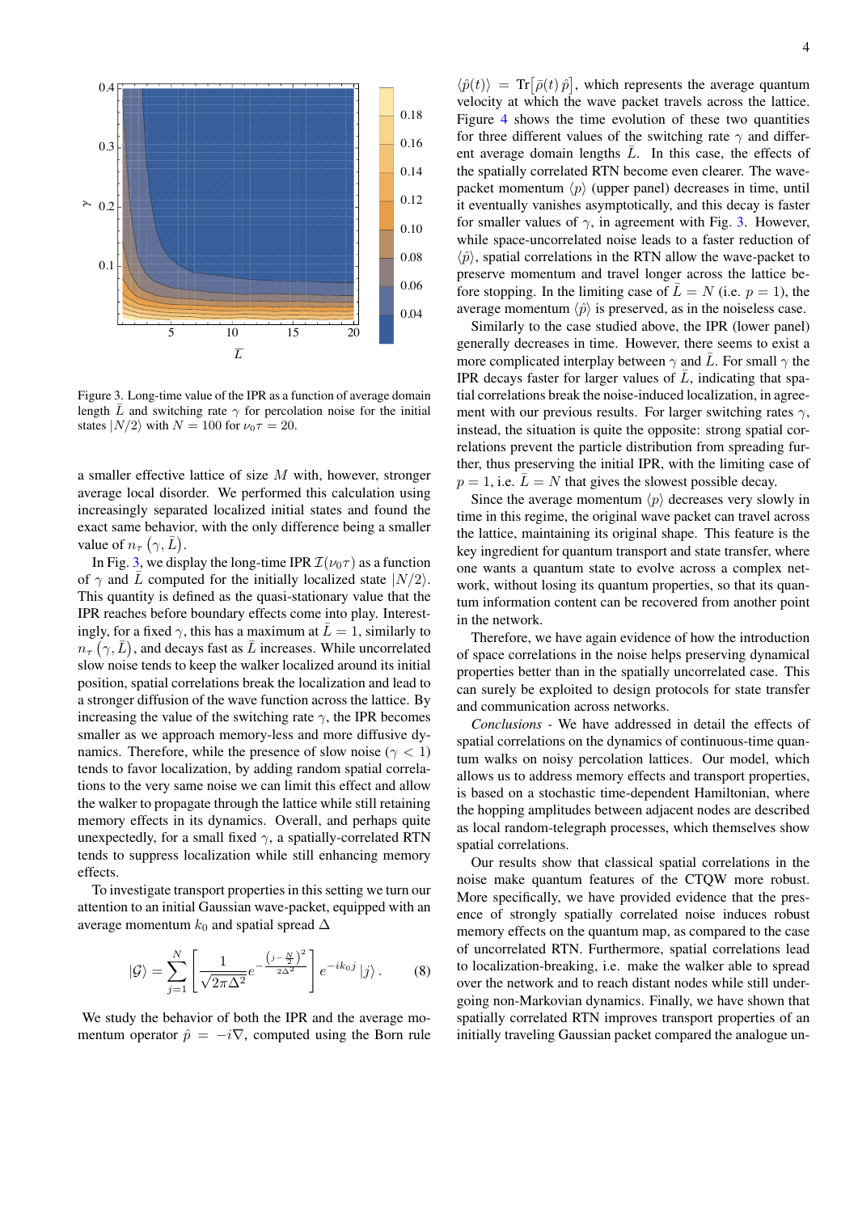Figure 3. Long-time value of the IPR as a function of average domain length $\bar{L}$ and switching rate $\gamma$ for percolation noise for the initial states $|N/2\rangle$ with $N = 100$ for $\nu_0\tau = 20$.

a smaller effective lattice of size $M$ with, however, stronger average local disorder. We performed this calculation using increasingly separated localized initial states and found the exact same behavior, with the only difference being a smaller value of $n_\tau\left(\gamma, \bar{L}\right)$.

In Fig. 3, we display the long-time IPR $\mathcal{I}(\nu_0\tau)$ as a function of $\gamma$ and $\bar{L}$ computed for the initially localized state $|N/2\rangle$. This quantity is defined as the quasi-stationary value that the IPR reaches before boundary effects come into play. Interestingly, for a fixed $\gamma$, this has a maximum at $\bar{L} = 1$, similarly to $n_\tau\left(\gamma, \bar{L}\right)$, and decays fast as $\bar{L}$ increases. While uncorrelated slow noise tends to keep the walker localized around its initial position, spatial correlations break the localization and lead to a stronger diffusion of the wave function across the lattice. By increasing the value of the switching rate $\gamma$, the IPR becomes smaller as we approach memory-less and more diffusive dynamics. Therefore, while the presence of slow noise ($\gamma < 1$) tends to favor localization, by adding random spatial correlations to the very same noise we can limit this effect and allow the walker to propagate through the lattice while still retaining memory effects in its dynamics. Overall, and perhaps quite unexpectedly, for a small fixed $\gamma$, a spatially-correlated RTN tends to suppress localization while still enhancing memory effects.

To investigate transport properties in this setting we turn our attention to an initial Gaussian wave-packet, equipped with an average momentum $k_0$ and spatial spread $\Delta$

$$|\mathcal{G}\rangle = \sum_{j=1}^{N}\left[\frac{1}{\sqrt{2\pi\Delta^2}}e^{-\frac{\left(j-\frac{N}{2}\right)^2}{2\Delta^2}}\right]e^{-ik_0 j}\,|j\rangle\,. \tag{8}$$

We study the behavior of both the IPR and the average momentum operator $\hat{p} = -i\nabla$, computed using the Born rule $\langle\hat{p}(t)\rangle = \mathrm{Tr}\left[\bar{\rho}(t)\,\hat{p}\right]$, which represents the average quantum velocity at which the wave packet travels across the lattice. Figure 4 shows the time evolution of these two quantities for three different values of the switching rate $\gamma$ and different average domain lengths $\bar{L}$. In this case, the effects of the spatially correlated RTN become even clearer. The wave-packet momentum $\langle p\rangle$ (upper panel) decreases in time, until it eventually vanishes asymptotically, and this decay is faster for smaller values of $\gamma$, in agreement with Fig. 3. However, while space-uncorrelated noise leads to a faster reduction of $\langle\hat{p}\rangle$, spatial correlations in the RTN allow the wave-packet to preserve momentum and travel longer across the lattice before stopping. In the limiting case of $\bar{L} = N$ (i.e. $p = 1$), the average momentum $\langle\hat{p}\rangle$ is preserved, as in the noiseless case.

Similarly to the case studied above, the IPR (lower panel) generally decreases in time. However, there seems to exist a more complicated interplay between $\gamma$ and $\bar{L}$. For small $\gamma$ the IPR decays faster for larger values of $\bar{L}$, indicating that spatial correlations break the noise-induced localization, in agreement with our previous results. For larger switching rates $\gamma$, instead, the situation is quite the opposite: strong spatial correlations prevent the particle distribution from spreading further, thus preserving the initial IPR, with the limiting case of $p = 1$, i.e. $\bar{L} = N$ that gives the slowest possible decay.

Since the average momentum $\langle p\rangle$ decreases very slowly in time in this regime, the original wave packet can travel across the lattice, maintaining its original shape. This feature is the key ingredient for quantum transport and state transfer, where one wants a quantum state to evolve across a complex network, without losing its quantum properties, so that its quantum information content can be recovered from another point in the network.

Therefore, we have again evidence of how the introduction of space correlations in the noise helps preserving dynamical properties better than in the spatially uncorrelated case. This can surely be exploited to design protocols for state transfer and communication across networks.

*Conclusions* - We have addressed in detail the effects of spatial correlations on the dynamics of continuous-time quantum walks on noisy percolation lattices. Our model, which allows us to address memory effects and transport properties, is based on a stochastic time-dependent Hamiltonian, where the hopping amplitudes between adjacent nodes are described as local random-telegraph processes, which themselves show spatial correlations.

Our results show that classical spatial correlations in the noise make quantum features of the CTQW more robust. More specifically, we have provided evidence that the presence of strongly spatially correlated noise induces robust memory effects on the quantum map, as compared to the case of uncorrelated RTN. Furthermore, spatial correlations lead to localization-breaking, i.e. make the walker able to spread over the network and to reach distant nodes while still undergoing non-Markovian dynamics. Finally, we have shown that spatially correlated RTN improves transport properties of an initially traveling Gaussian packet compared the analogue un-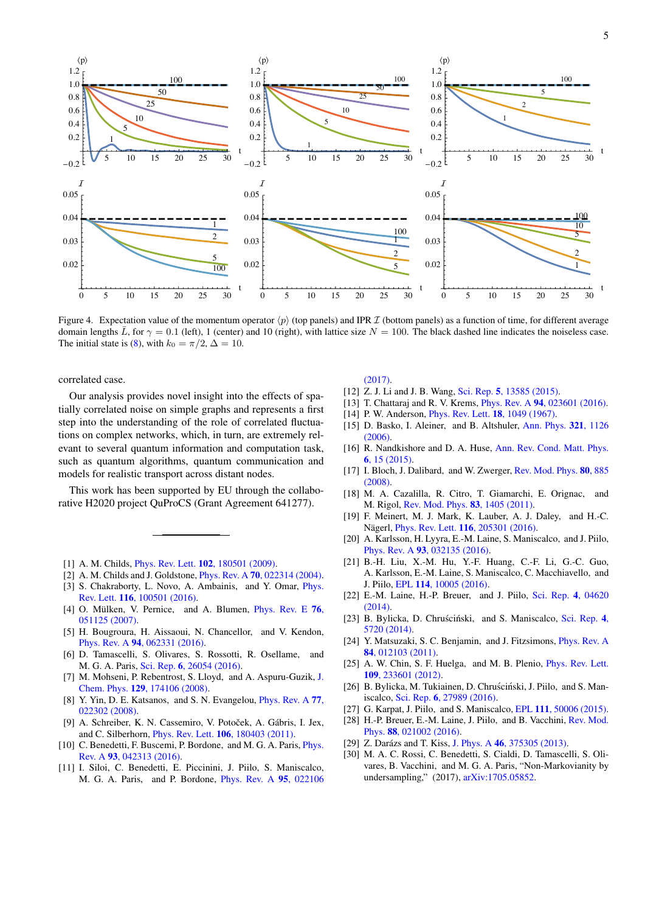Figure 4. Expectation value of the momentum operator $\langle p \rangle$ (top panels) and IPR $\mathcal{I}$ (bottom panels) as a function of time, for different average domain lengths $\bar{L}$, for $\gamma = 0.1$ (left), 1 (center) and 10 (right), with lattice size $N = 100$. The black dashed line indicates the noiseless case. The initial state is (8), with $k_0 = \pi/2$, $\Delta = 10$.

correlated case.

Our analysis provides novel insight into the effects of spatially correlated noise on simple graphs and represents a first step into the understanding of the role of correlated fluctuations on complex networks, which, in turn, are extremely relevant to several quantum information and computation task, such as quantum algorithms, quantum communication and models for realistic transport across distant nodes.

This work has been supported by EU through the collaborative H2020 project QuProCS (Grant Agreement 641277).

---

[1] A. M. Childs, Phys. Rev. Lett. **102**, 180501 (2009).
[2] A. M. Childs and J. Goldstone, Phys. Rev. A **70**, 022314 (2004).
[3] S. Chakraborty, L. Novo, A. Ambainis, and Y. Omar, Phys. Rev. Lett. **116**, 100501 (2016).
[4] O. Mülken, V. Pernice, and A. Blumen, Phys. Rev. E **76**, 051125 (2007).
[5] H. Bougroura, H. Aissaoui, N. Chancellor, and V. Kendon, Phys. Rev. A **94**, 062331 (2016).
[6] D. Tamascelli, S. Olivares, S. Rossotti, R. Osellame, and M. G. A. Paris, Sci. Rep. **6**, 26054 (2016).
[7] M. Mohseni, P. Rebentrost, S. Lloyd, and A. Aspuru-Guzik, J. Chem. Phys. **129**, 174106 (2008).
[8] Y. Yin, D. E. Katsanos, and S. N. Evangelou, Phys. Rev. A **77**, 022302 (2008).
[9] A. Schreiber, K. N. Cassemiro, V. Potoček, A. Gábris, I. Jex, and C. Silberhorn, Phys. Rev. Lett. **106**, 180403 (2011).
[10] C. Benedetti, F. Buscemi, P. Bordone, and M. G. A. Paris, Phys. Rev. A **93**, 042313 (2016).
[11] I. Siloi, C. Benedetti, E. Piccinini, J. Piilo, S. Maniscalco, M. G. A. Paris, and P. Bordone, Phys. Rev. A **95**, 022106 (2017).
[12] Z. J. Li and J. B. Wang, Sci. Rep. **5**, 13585 (2015).
[13] T. Chattaraj and R. V. Krems, Phys. Rev. A **94**, 023601 (2016).
[14] P. W. Anderson, Phys. Rev. Lett. **18**, 1049 (1967).
[15] D. Basko, I. Aleiner, and B. Altshuler, Ann. Phys. **321**, 1126 (2006).
[16] R. Nandkishore and D. A. Huse, Ann. Rev. Cond. Matt. Phys. **6**, 15 (2015).
[17] I. Bloch, J. Dalibard, and W. Zwerger, Rev. Mod. Phys. **80**, 885 (2008).
[18] M. A. Cazalilla, R. Citro, T. Giamarchi, E. Orignac, and M. Rigol, Rev. Mod. Phys. **83**, 1405 (2011).
[19] F. Meinert, M. J. Mark, K. Lauber, A. J. Daley, and H.-C. Nägerl, Phys. Rev. Lett. **116**, 205301 (2016).
[20] A. Karlsson, H. Lyyra, E.-M. Laine, S. Maniscalco, and J. Piilo, Phys. Rev. A **93**, 032135 (2016).
[21] B.-H. Liu, X.-M. Hu, Y.-F. Huang, C.-F. Li, G.-C. Guo, A. Karlsson, E.-M. Laine, S. Maniscalco, C. Macchiavello, and J. Piilo, EPL **114**, 10005 (2016).
[22] E.-M. Laine, H.-P. Breuer, and J. Piilo, Sci. Rep. **4**, 04620 (2014).
[23] B. Bylicka, D. Chruściński, and S. Maniscalco, Sci. Rep. **4**, 5720 (2014).
[24] Y. Matsuzaki, S. C. Benjamin, and J. Fitzsimons, Phys. Rev. A **84**, 012103 (2011).
[25] A. W. Chin, S. F. Huelga, and M. B. Plenio, Phys. Rev. Lett. **109**, 233601 (2012).
[26] B. Bylicka, M. Tukiainen, D. Chruściński, J. Piilo, and S. Maniscalco, Sci. Rep. **6**, 27989 (2016).
[27] G. Karpat, J. Piilo, and S. Maniscalco, EPL **111**, 50006 (2015).
[28] H.-P. Breuer, E.-M. Laine, J. Piilo, and B. Vacchini, Rev. Mod. Phys. **88**, 021002 (2016).
[29] Z. Darázs and T. Kiss, J. Phys. A **46**, 375305 (2013).
[30] M. A. C. Rossi, C. Benedetti, S. Cialdi, D. Tamascelli, S. Olivares, B. Vacchini, and M. G. A. Paris, "Non-Markovianity by undersampling," (2017), arXiv:1705.05852.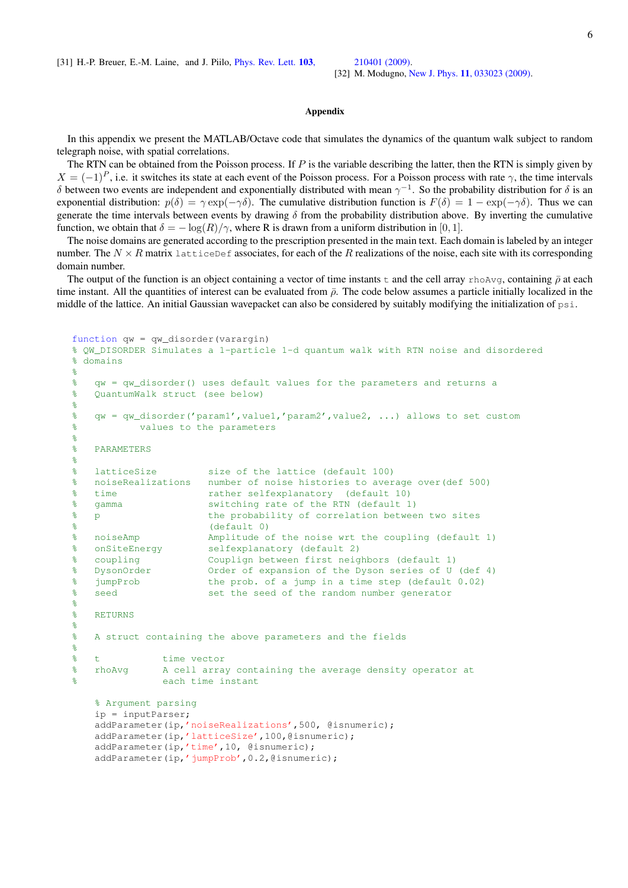[31] H.-P. Breuer, E.-M. Laine, and J. Piilo, Phys. Rev. Lett. **103**, 210401 (2009).

[32] M. Modugno, New J. Phys. **11**, 033023 (2009).

## Appendix

In this appendix we present the MATLAB/Octave code that simulates the dynamics of the quantum walk subject to random telegraph noise, with spatial correlations.

The RTN can be obtained from the Poisson process. If $P$ is the variable describing the latter, then the RTN is simply given by $X = (-1)^P$, i.e. it switches its state at each event of the Poisson process. For a Poisson process with rate $\gamma$, the time intervals $\delta$ between two events are independent and exponentially distributed with mean $\gamma^{-1}$. So the probability distribution for $\delta$ is an exponential distribution: $p(\delta) = \gamma \exp(-\gamma\delta)$. The cumulative distribution function is $F(\delta) = 1 - \exp(-\gamma\delta)$. Thus we can generate the time intervals between events by drawing $\delta$ from the probability distribution above. By inverting the cumulative function, we obtain that $\delta = -\log(R)/\gamma$, where R is drawn from a uniform distribution in $[0, 1]$.

The noise domains are generated according to the prescription presented in the main text. Each domain is labeled by an integer number. The $N \times R$ matrix `latticeDef` associates, for each of the $R$ realizations of the noise, each site with its corresponding domain number.

The output of the function is an object containing a vector of time instants `t` and the cell array `rhoAvg`, containing $\bar{\rho}$ at each time instant. All the quantities of interest can be evaluated from $\bar{\rho}$. The code below assumes a particle initially localized in the middle of the lattice. An initial Gaussian wavepacket can also be considered by suitably modifying the initialization of `psi`.

```
function qw = qw_disorder(varargin)
% QW_DISORDER Simulates a 1-particle 1-d quantum walk with RTN noise and disordered
% domains
%
%   qw = qw_disorder() uses default values for the parameters and returns a
%   QuantumWalk struct (see below)
%
%   qw = qw_disorder('param1',value1,'param2',value2, ...) allows to set custom
%           values to the parameters
%
%   PARAMETERS
%
%   latticeSize         size of the lattice (default 100)
%   noiseRealizations   number of noise histories to average over(def 500)
%   time                rather selfexplanatory  (default 10)
%   gamma               switching rate of the RTN (default 1)
%   p                   the probability of correlation between two sites
%                       (default 0)
%   noiseAmp            Amplitude of the noise wrt the coupling (default 1)
%   onSiteEnergy        selfexplanatory (default 2)
%   coupling            Couplign between first neighbors (default 1)
%   DysonOrder          Order of expansion of the Dyson series of U (def 4)
%   jumpProb            the prob. of a jump in a time step (default 0.02)
%   seed                set the seed of the random number generator
%
%   RETURNS
%
%   A struct containing the above parameters and the fields
%
%   t           time vector
%   rhoAvg      A cell array containing the average density operator at
%               each time instant

    % Argument parsing
    ip = inputParser;
    addParameter(ip,'noiseRealizations',500, @isnumeric);
    addParameter(ip,'latticeSize',100,@isnumeric);
    addParameter(ip,'time',10, @isnumeric);
    addParameter(ip,'jumpProb',0.2,@isnumeric);
```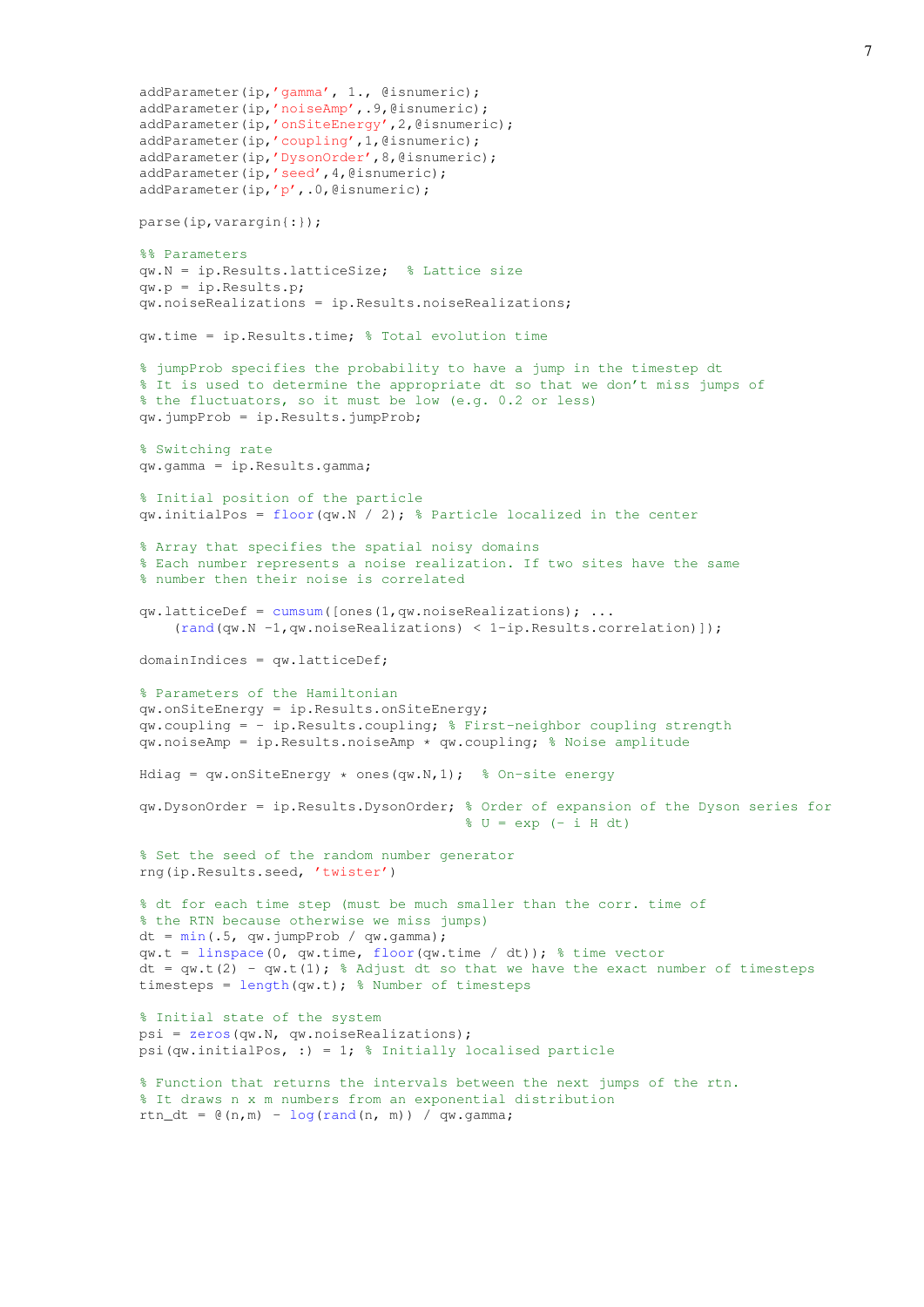```
addParameter(ip,'gamma', 1., @isnumeric);
addParameter(ip,'noiseAmp',.9,@isnumeric);
addParameter(ip,'onSiteEnergy',2,@isnumeric);
addParameter(ip,'coupling',1,@isnumeric);
addParameter(ip,'DysonOrder',8,@isnumeric);
addParameter(ip,'seed',4,@isnumeric);
addParameter(ip,'p',.0,@isnumeric);

parse(ip,varargin{:});

%% Parameters
qw.N = ip.Results.latticeSize;  % Lattice size
qw.p = ip.Results.p;
qw.noiseRealizations = ip.Results.noiseRealizations;

qw.time = ip.Results.time; % Total evolution time

% jumpProb specifies the probability to have a jump in the timestep dt
% It is used to determine the appropriate dt so that we don't miss jumps of
% the fluctuators, so it must be low (e.g. 0.2 or less)
qw.jumpProb = ip.Results.jumpProb;

% Switching rate
qw.gamma = ip.Results.gamma;

% Initial position of the particle
qw.initialPos = floor(qw.N / 2); % Particle localized in the center

% Array that specifies the spatial noisy domains
% Each number represents a noise realization. If two sites have the same
% number then their noise is correlated

qw.latticeDef = cumsum([ones(1,qw.noiseRealizations); ...
    (rand(qw.N -1,qw.noiseRealizations) < 1-ip.Results.correlation)]);

domainIndices = qw.latticeDef;

% Parameters of the Hamiltonian
qw.onSiteEnergy = ip.Results.onSiteEnergy;
qw.coupling = - ip.Results.coupling; % First-neighbor coupling strength
qw.noiseAmp = ip.Results.noiseAmp * qw.coupling; % Noise amplitude

Hdiag = qw.onSiteEnergy * ones(qw.N,1);  % On-site energy

qw.DysonOrder = ip.Results.DysonOrder; % Order of expansion of the Dyson series for
                                       % U = exp (- i H dt)

% Set the seed of the random number generator
rng(ip.Results.seed, 'twister')

% dt for each time step (must be much smaller than the corr. time of
% the RTN because otherwise we miss jumps)
dt = min(.5, qw.jumpProb / qw.gamma);
qw.t = linspace(0, qw.time, floor(qw.time / dt)); % time vector
dt = qw.t(2) - qw.t(1); % Adjust dt so that we have the exact number of timesteps
timesteps = length(qw.t); % Number of timesteps

% Initial state of the system
psi = zeros(qw.N, qw.noiseRealizations);
psi(qw.initialPos, :) = 1; % Initially localised particle

% Function that returns the intervals between the next jumps of the rtn.
% It draws n x m numbers from an exponential distribution
rtn_dt = @(n,m) - log(rand(n, m)) / qw.gamma;
```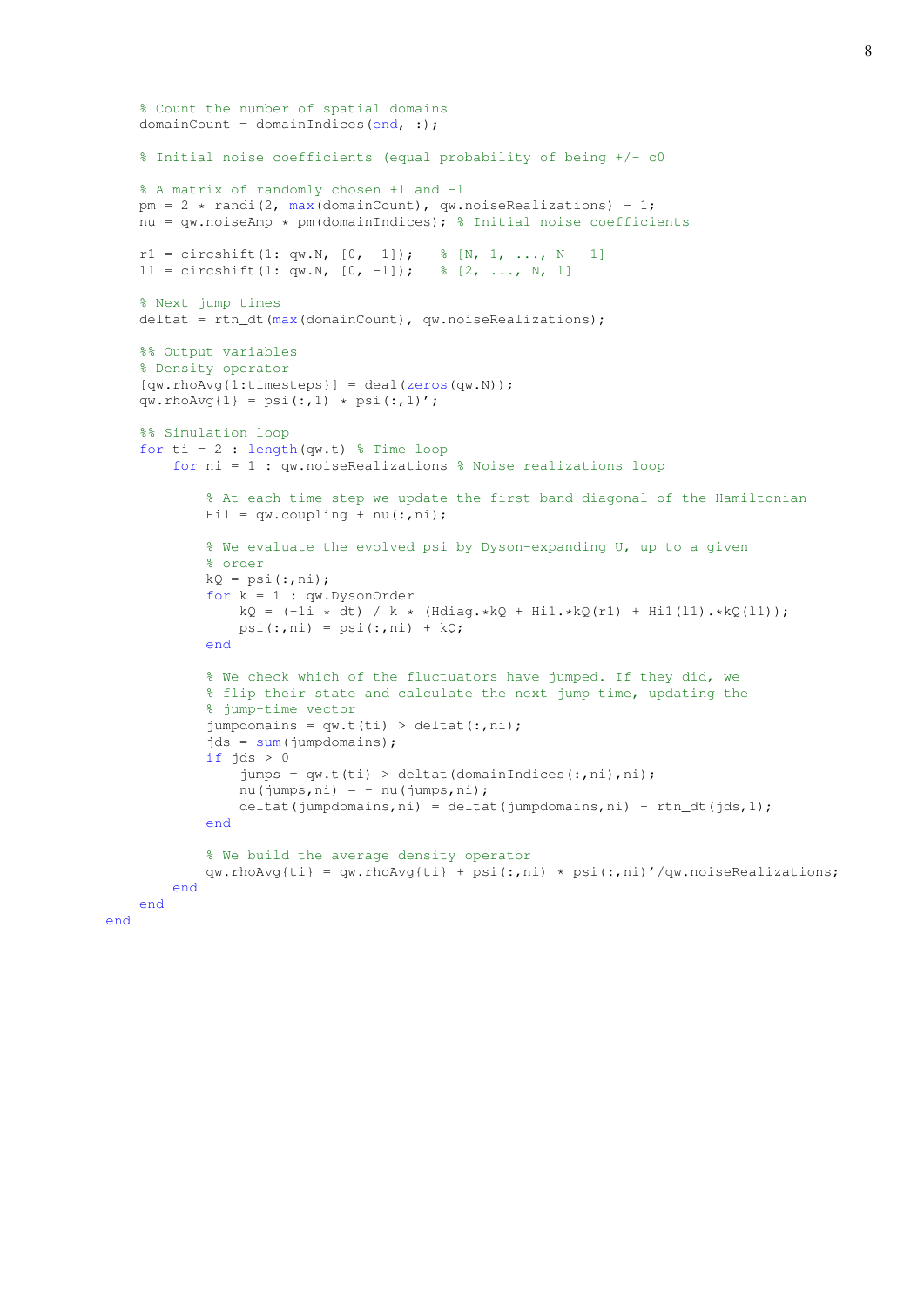```
    % Count the number of spatial domains
    domainCount = domainIndices(end, :);

    % Initial noise coefficients (equal probability of being +/- c0

    % A matrix of randomly chosen +1 and -1
    pm = 2 * randi(2, max(domainCount), qw.noiseRealizations) - 1;
    nu = qw.noiseAmp * pm(domainIndices); % Initial noise coefficients

    r1 = circshift(1: qw.N, [0,  1]);   % [N, 1, ..., N - 1]
    l1 = circshift(1: qw.N, [0, -1]);   % [2, ..., N, 1]

    % Next jump times
    deltat = rtn_dt(max(domainCount), qw.noiseRealizations);

    %% Output variables
    % Density operator
    [qw.rhoAvg{1:timesteps}] = deal(zeros(qw.N));
    qw.rhoAvg{1} = psi(:,1) * psi(:,1)';

    %% Simulation loop
    for ti = 2 : length(qw.t) % Time loop
        for ni = 1 : qw.noiseRealizations % Noise realizations loop

            % At each time step we update the first band diagonal of the Hamiltonian
            Hi1 = qw.coupling + nu(:,ni);

            % We evaluate the evolved psi by Dyson-expanding U, up to a given
            % order
            kQ = psi(:,ni);
            for k = 1 : qw.DysonOrder
                kQ = (-1i * dt) / k * (Hdiag.*kQ + Hi1.*kQ(r1) + Hi1(l1).*kQ(l1));
                psi(:,ni) = psi(:,ni) + kQ;
            end

            % We check which of the fluctuators have jumped. If they did, we
            % flip their state and calculate the next jump time, updating the
            % jump-time vector
            jumpdomains = qw.t(ti) > deltat(:,ni);
            jds = sum(jumpdomains);
            if jds > 0
                jumps = qw.t(ti) > deltat(domainIndices(:,ni),ni);
                nu(jumps,ni) = - nu(jumps,ni);
                deltat(jumpdomains,ni) = deltat(jumpdomains,ni) + rtn_dt(jds,1);
            end

            % We build the average density operator
            qw.rhoAvg{ti} = qw.rhoAvg{ti} + psi(:,ni) * psi(:,ni)'/qw.noiseRealizations;
        end
    end
end
```